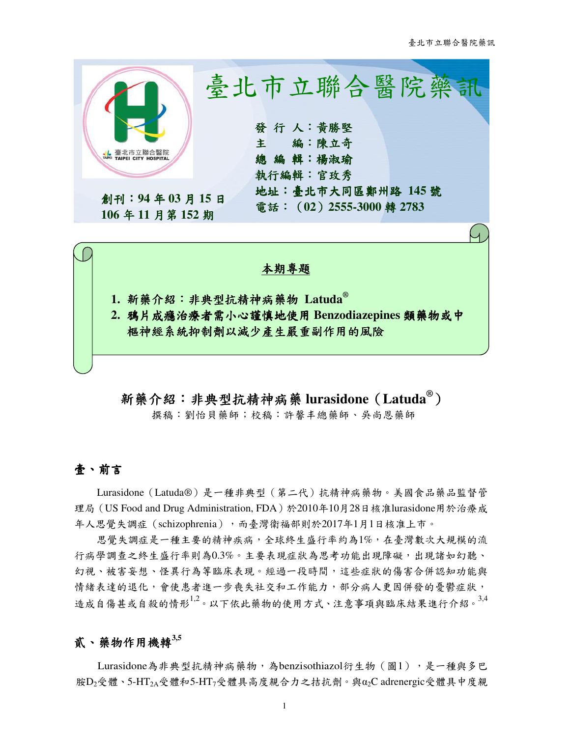# 臺北市立聯合醫院藥訊

發 行 人：黃勝堅
主　　編：陳立奇
總 編 輯：楊淑瑜
執行編輯：官玫秀
地址：臺北市大同區鄭州路 145 號
電話：（02）2555-3000 轉 2783

創刊：94 年 03 月 15 日
106 年 11 月第 152 期

**本期專題**

1. 新藥介紹：非典型抗精神病藥物 Latuda®
2. 鴉片成癮治療者需小心謹慎地使用 Benzodiazepines 類藥物或中樞神經系統抑制劑以減少產生嚴重副作用的風險

## 新藥介紹：非典型抗精神病藥 lurasidone（Latuda®）

撰稿：劉怡貝藥師；校稿：許馨丰總藥師、吳尚恩藥師

### 壹、前言

Lurasidone（Latuda®）是一種非典型（第二代）抗精神病藥物。美國食品藥品監督管理局（US Food and Drug Administration, FDA）於2010年10月28日核准lurasidone用於治療成年人思覺失調症（schizophrenia），而臺灣衛福部則於2017年1月1日核准上市。

思覺失調症是一種主要的精神疾病，全球終生盛行率約為1%，在臺灣數次大規模的流行病學調查之終生盛行率則為0.3%。主要表現症狀為思考功能出現障礙，出現諸如幻聽、幻視、被害妄想、怪異行為等臨床表現。經過一段時間，這些症狀的傷害合併認知功能與情緒表達的退化，會使患者進一步喪失社交和工作能力，部分病人更因併發的憂鬱症狀，造成自傷甚或自殺的情形[1,2]。以下依此藥物的使用方式、注意事項與臨床結果進行介紹。[3,4]

### 貳、藥物作用機轉[3,5]

Lurasidone為非典型抗精神病藥物，為benzisothiazol衍生物（圖1），是一種與多巴胺$D_2$受體、5-$HT_{2A}$受體和5-$HT_7$受體具高度親合力之拮抗劑。與$\alpha_2$C adrenergic受體具中度親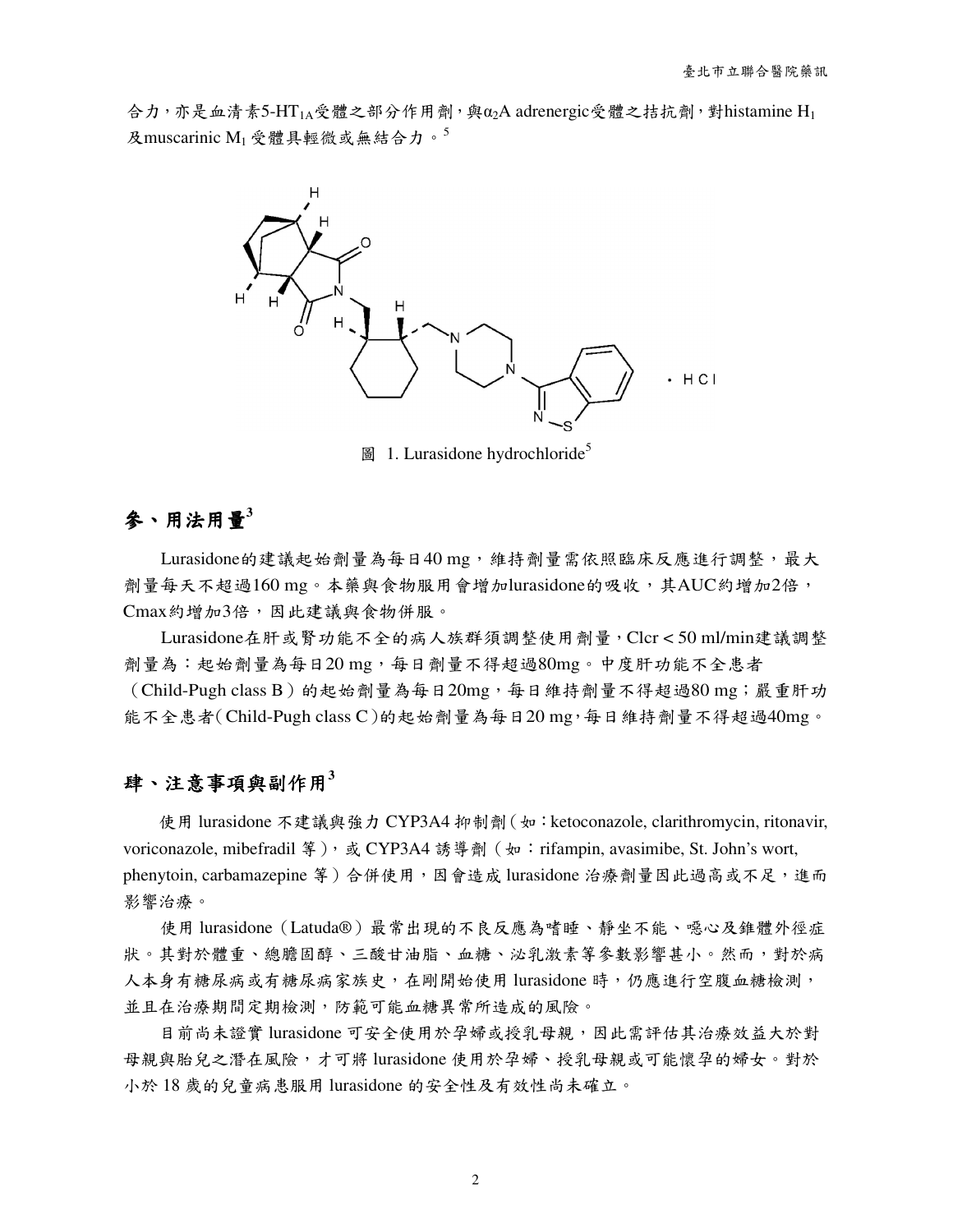合力，亦是血清素5-$HT_{1A}$受體之部分作用劑，與$\alpha_2$A adrenergic受體之拮抗劑，對histamine $H_1$及muscarinic $M_1$受體具輕微或無結合力。[5]

圖 1. Lurasidone hydrochloride[5]

## 參、用法用量[3]

Lurasidone的建議起始劑量為每日40 mg，維持劑量需依照臨床反應進行調整，最大劑量每天不超過160 mg。本藥與食物服用會增加lurasidone的吸收，其AUC約增加2倍，Cmax約增加3倍，因此建議與食物併服。

Lurasidone在肝或腎功能不全的病人族群須調整使用劑量，Clcr < 50 ml/min建議調整劑量為：起始劑量為每日20 mg，每日劑量不得超過80mg。中度肝功能不全患者（Child-Pugh class B）的起始劑量為每日20mg，每日維持劑量不得超過80 mg；嚴重肝功能不全患者（Child-Pugh class C）的起始劑量為每日20 mg，每日維持劑量不得超過40mg。

## 肆、注意事項與副作用[3]

使用 lurasidone 不建議與強力 CYP3A4 抑制劑（如：ketoconazole, clarithromycin, ritonavir, voriconazole, mibefradil 等），或 CYP3A4 誘導劑（如：rifampin, avasimibe, St. John's wort, phenytoin, carbamazepine 等）合併使用，因會造成 lurasidone 治療劑量因此過高或不足，進而影響治療。

使用 lurasidone（Latuda®）最常出現的不良反應為嗜睡、靜坐不能、噁心及錐體外徑症狀。其對於體重、總膽固醇、三酸甘油脂、血糖、泌乳激素等參數影響甚小。然而，對於病人本身有糖尿病或有糖尿病家族史，在剛開始使用 lurasidone 時，仍應進行空腹血糖檢測，並且在治療期間定期檢測，防範可能血糖異常所造成的風險。

目前尚未證實 lurasidone 可安全使用於孕婦或授乳母親，因此需評估其治療效益大於對母親與胎兒之潛在風險，才可將 lurasidone 使用於孕婦、授乳母親或可能懷孕的婦女。對於小於 18 歲的兒童病患服用 lurasidone 的安全性及有效性尚未確立。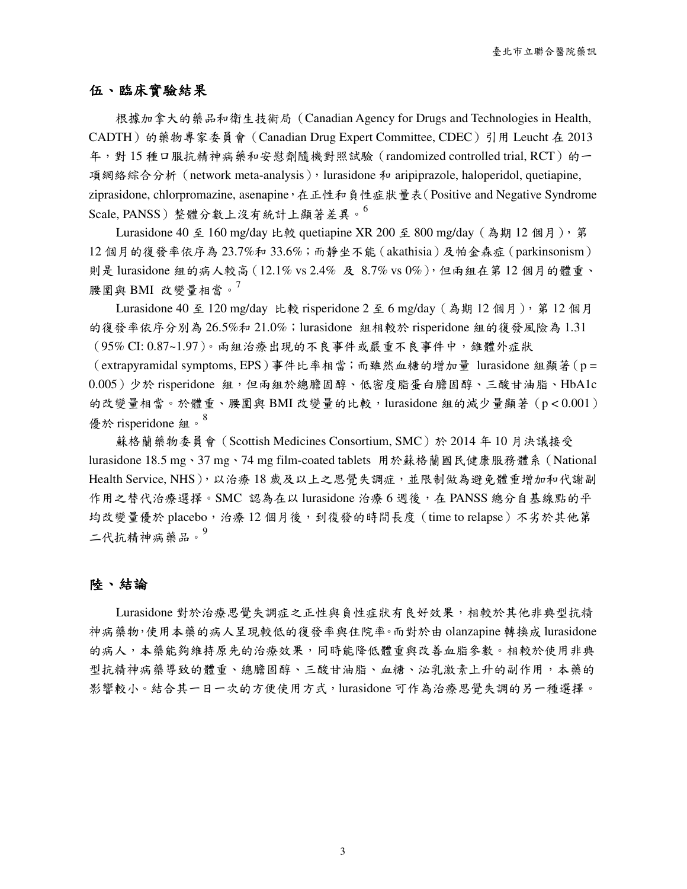## 伍、臨床實驗結果

根據加拿大的藥品和衛生技術局（Canadian Agency for Drugs and Technologies in Health, CADTH）的藥物專家委員會（Canadian Drug Expert Committee, CDEC）引用 Leucht 在 2013 年，對 15 種口服抗精神病藥和安慰劑隨機對照試驗（randomized controlled trial, RCT）的一項網絡綜合分析（network meta-analysis），lurasidone 和 aripiprazole, haloperidol, quetiapine, ziprasidone, chlorpromazine, asenapine，在正性和負性症狀量表（Positive and Negative Syndrome Scale, PANSS）整體分數上沒有統計上顯著差異。[6]

Lurasidone 40 至 160 mg/day 比較 quetiapine XR 200 至 800 mg/day（為期 12 個月），第 12 個月的復發率依序為 23.7%和 33.6%；而靜坐不能（akathisia）及帕金森症（parkinsonism）則是 lurasidone 組的病人較高（12.1% vs 2.4% 及 8.7% vs 0%），但兩組在第 12 個月的體重、腰圍與 BMI 改變量相當。[7]

Lurasidone 40 至 120 mg/day 比較 risperidone 2 至 6 mg/day（為期 12 個月），第 12 個月的復發率依序分別為 26.5%和 21.0%；lurasidone 組相較於 risperidone 組的復發風險為 1.31（95% CI: 0.87~1.97）。兩組治療出現的不良事件或嚴重不良事件中，錐體外症狀（extrapyramidal symptoms, EPS）事件比率相當；而雖然血糖的增加量 lurasidone 組顯著（$p = 0.005$）少於 risperidone 組，但兩組於總膽固醇、低密度脂蛋白膽固醇、三酸甘油脂、HbA1c 的改變量相當。於體重、腰圍與 BMI 改變量的比較，lurasidone 組的減少量顯著（$p < 0.001$）優於 risperidone 組。[8]

蘇格蘭藥物委員會（Scottish Medicines Consortium, SMC）於 2014 年 10 月決議接受 lurasidone 18.5 mg、37 mg、74 mg film-coated tablets 用於蘇格蘭國民健康服務體系（National Health Service, NHS），以治療 18 歲及以上之思覺失調症，並限制做為避免體重增加和代謝副作用之替代治療選擇。SMC 認為在以 lurasidone 治療 6 週後，在 PANSS 總分自基線點的平均改變量優於 placebo，治療 12 個月後，到復發的時間長度（time to relapse）不劣於其他第二代抗精神病藥品。[9]

## 陸、結論

Lurasidone 對於治療思覺失調症之正性與負性症狀有良好效果，相較於其他非典型抗精神病藥物，使用本藥的病人呈現較低的復發率與住院率。而對於由 olanzapine 轉換成 lurasidone 的病人，本藥能夠維持原先的治療效果，同時能降低體重與改善血脂參數。相較於使用非典型抗精神病藥導致的體重、總膽固醇、三酸甘油脂、血糖、泌乳激素上升的副作用，本藥的影響較小。結合其一日一次的方便使用方式，lurasidone 可作為治療思覺失調的另一種選擇。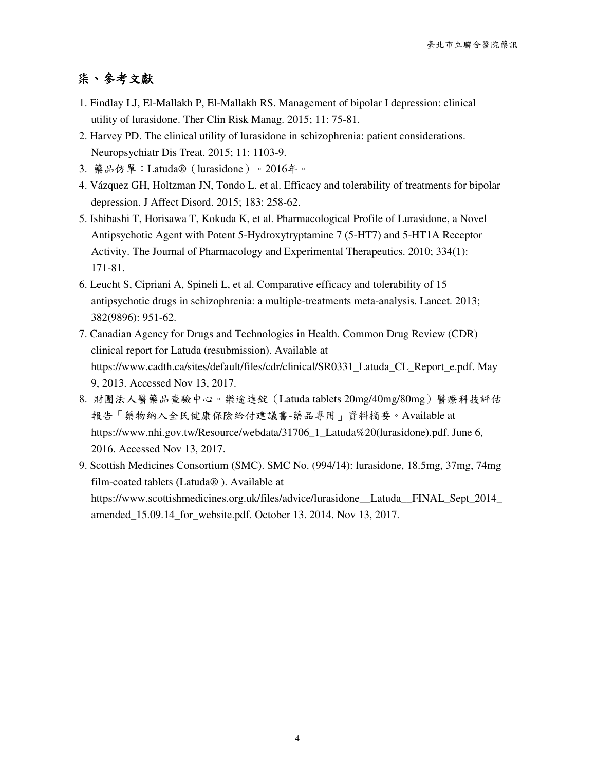## 柒、參考文獻

1. Findlay LJ, El-Mallakh P, El-Mallakh RS. Management of bipolar I depression: clinical utility of lurasidone. Ther Clin Risk Manag. 2015; 11: 75-81.
2. Harvey PD. The clinical utility of lurasidone in schizophrenia: patient considerations. Neuropsychiatr Dis Treat. 2015; 11: 1103-9.
3. 藥品仿單：Latuda®（lurasidone）。2016年。
4. Vázquez GH, Holtzman JN, Tondo L. et al. Efficacy and tolerability of treatments for bipolar depression. J Affect Disord. 2015; 183: 258-62.
5. Ishibashi T, Horisawa T, Kokuda K, et al. Pharmacological Profile of Lurasidone, a Novel Antipsychotic Agent with Potent 5-Hydroxytryptamine 7 (5-HT7) and 5-HT1A Receptor Activity. The Journal of Pharmacology and Experimental Therapeutics. 2010; 334(1): 171-81.
6. Leucht S, Cipriani A, Spineli L, et al. Comparative efficacy and tolerability of 15 antipsychotic drugs in schizophrenia: a multiple-treatments meta-analysis. Lancet. 2013; 382(9896): 951-62.
7. Canadian Agency for Drugs and Technologies in Health. Common Drug Review (CDR) clinical report for Latuda (resubmission). Available at https://www.cadth.ca/sites/default/files/cdr/clinical/SR0331_Latuda_CL_Report_e.pdf. May 9, 2013. Accessed Nov 13, 2017.
8. 財團法人醫藥品查驗中心。樂途達錠（Latuda tablets 20mg/40mg/80mg）醫療科技評估報告「藥物納入全民健康保險給付建議書-藥品專用」資料摘要。Available at https://www.nhi.gov.tw/Resource/webdata/31706_1_Latuda%20(lurasidone).pdf. June 6, 2016. Accessed Nov 13, 2017.
9. Scottish Medicines Consortium (SMC). SMC No. (994/14): lurasidone, 18.5mg, 37mg, 74mg film-coated tablets (Latuda® ). Available at https://www.scottishmedicines.org.uk/files/advice/lurasidone__Latuda__FINAL_Sept_2014_amended_15.09.14_for_website.pdf. October 13. 2014. Nov 13, 2017.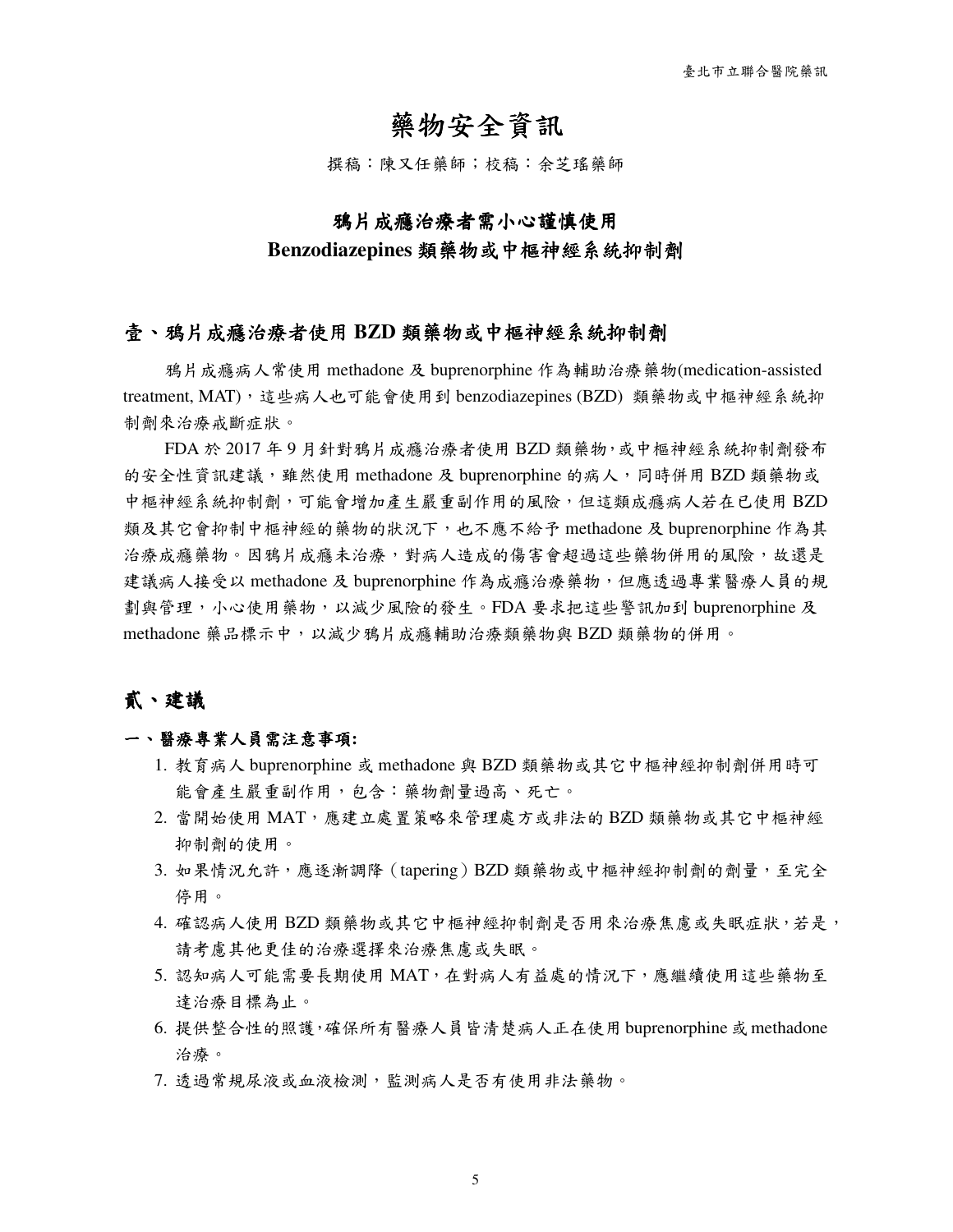# 藥物安全資訊

撰稿：陳又任藥師；校稿：余芝瑤藥師

## 鴉片成癮治療者需小心謹慎使用 Benzodiazepines 類藥物或中樞神經系統抑制劑

## 壹、鴉片成癮治療者使用 BZD 類藥物或中樞神經系統抑制劑

鴉片成癮病人常使用 methadone 及 buprenorphine 作為輔助治療藥物(medication-assisted treatment, MAT)，這些病人也可能會使用到 benzodiazepines (BZD) 類藥物或中樞神經系統抑制劑來治療戒斷症狀。

FDA 於 2017 年 9 月針對鴉片成癮治療者使用 BZD 類藥物，或中樞神經系統抑制劑發布的安全性資訊建議，雖然使用 methadone 及 buprenorphine 的病人，同時併用 BZD 類藥物或中樞神經系統抑制劑，可能會增加產生嚴重副作用的風險，但這類成癮病人若在已使用 BZD 類及其它會抑制中樞神經的藥物的狀況下，也不應不給予 methadone 及 buprenorphine 作為其治療成癮藥物。因鴉片成癮未治療，對病人造成的傷害會超過這些藥物併用的風險，故還是建議病人接受以 methadone 及 buprenorphine 作為成癮治療藥物，但應透過專業醫療人員的規劃與管理，小心使用藥物，以減少風險的發生。FDA 要求把這些警訊加到 buprenorphine 及 methadone 藥品標示中，以減少鴉片成癮輔助治療類藥物與 BZD 類藥物的併用。

## 貳、建議

### 一、醫療專業人員需注意事項:

1. 教育病人 buprenorphine 或 methadone 與 BZD 類藥物或其它中樞神經抑制劑併用時可能會產生嚴重副作用，包含：藥物劑量過高、死亡。
2. 當開始使用 MAT，應建立處置策略來管理處方或非法的 BZD 類藥物或其它中樞神經抑制劑的使用。
3. 如果情況允許，應逐漸調降（tapering）BZD 類藥物或中樞神經抑制劑的劑量，至完全停用。
4. 確認病人使用 BZD 類藥物或其它中樞神經抑制劑是否用來治療焦慮或失眠症狀，若是，請考慮其他更佳的治療選擇來治療焦慮或失眠。
5. 認知病人可能需要長期使用 MAT，在對病人有益處的情況下，應繼續使用這些藥物至達治療目標為止。
6. 提供整合性的照護，確保所有醫療人員皆清楚病人正在使用 buprenorphine 或 methadone 治療。
7. 透過常規尿液或血液檢測，監測病人是否有使用非法藥物。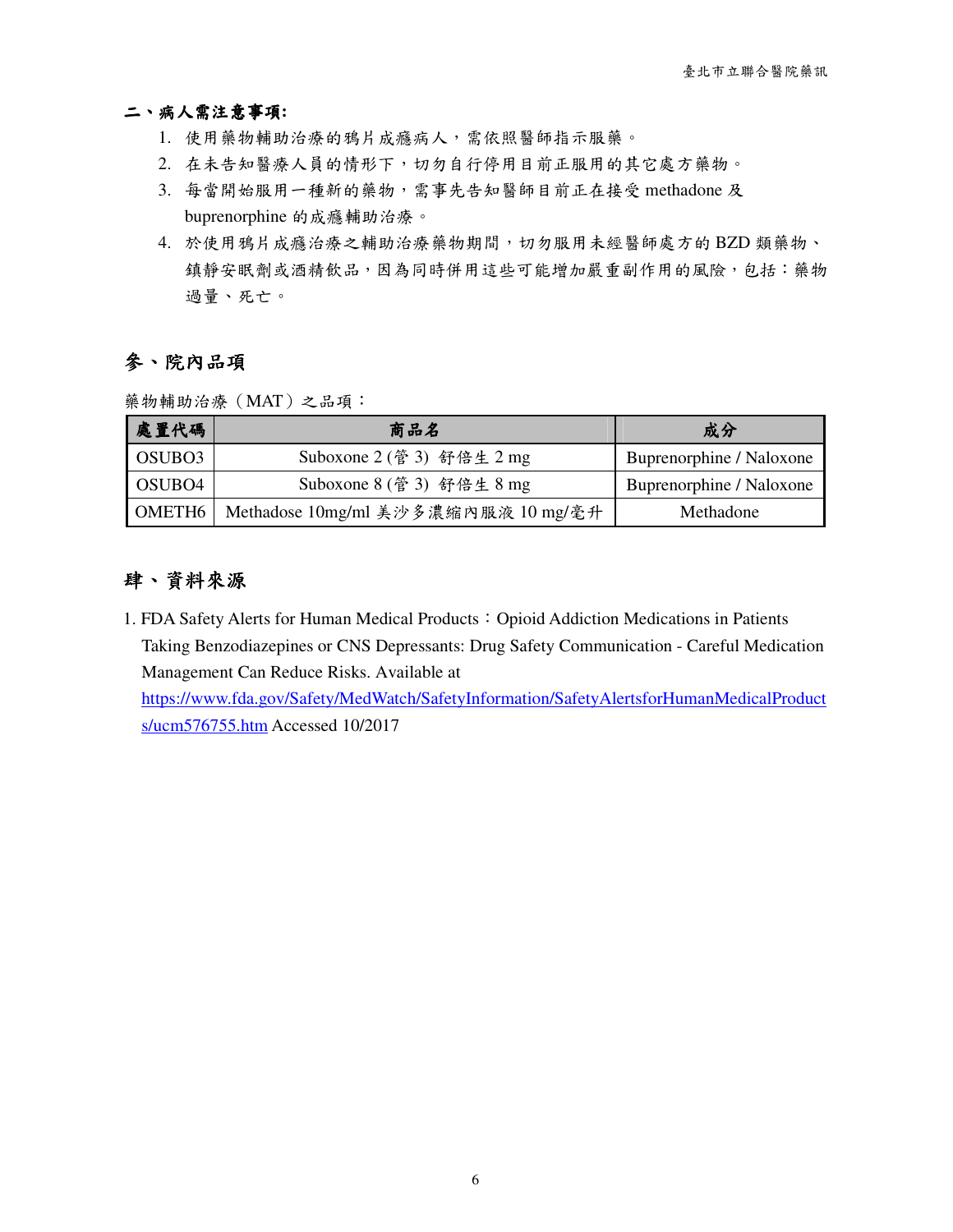## 二、病人需注意事項:

1. 使用藥物輔助治療的鴉片成癮病人，需依照醫師指示服藥。
2. 在未告知醫療人員的情形下，切勿自行停用目前正服用的其它處方藥物。
3. 每當開始服用一種新的藥物，需事先告知醫師目前正在接受 methadone 及 buprenorphine 的成癮輔助治療。
4. 於使用鴉片成癮治療之輔助治療藥物期間，切勿服用未經醫師處方的 BZD 類藥物、鎮靜安眠劑或酒精飲品，因為同時併用這些可能增加嚴重副作用的風險，包括：藥物過量、死亡。

## 參、院內品項

藥物輔助治療（MAT）之品項：

| 處置代碼 | 商品名 | 成分 |
|---|---|---|
| OSUBO3 | Suboxone 2 (管 3) 舒倍生 2 mg | Buprenorphine / Naloxone |
| OSUBO4 | Suboxone 8 (管 3) 舒倍生 8 mg | Buprenorphine / Naloxone |
| OMETH6 | Methadose 10mg/ml 美沙多濃縮內服液 10 mg/毫升 | Methadone |

## 肆、資料來源

1. FDA Safety Alerts for Human Medical Products：Opioid Addiction Medications in Patients Taking Benzodiazepines or CNS Depressants: Drug Safety Communication - Careful Medication Management Can Reduce Risks. Available at https://www.fda.gov/Safety/MedWatch/SafetyInformation/SafetyAlertsforHumanMedicalProducts/ucm576755.htm Accessed 10/2017